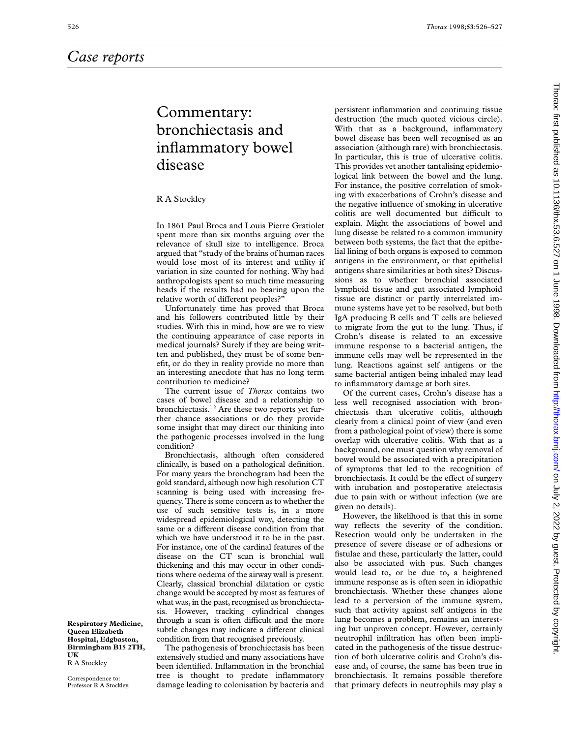# Case reports

# Commentary: bronchiectasis and inflammatory bowel disease

R A Stockley

**Respiratory Medicine, Queen Elizabeth Hospital, Edgbaston, Birmingham B15 2TH, UK**
R A Stockley

Correspondence to: Professor R A Stockley.

In 1861 Paul Broca and Louis Pierre Gratiolet spent more than six months arguing over the relevance of skull size to intelligence. Broca argued that "study of the brains of human races would lose most of its interest and utility if variation in size counted for nothing. Why had anthropologists spent so much time measuring heads if the results had no bearing upon the relative worth of different peoples?"

Unfortunately time has proved that Broca and his followers contributed little by their studies. With this in mind, how are we to view the continuing appearance of case reports in medical journals? Surely if they are being written and published, they must be of some benefit, or do they in reality provide no more than an interesting anecdote that has no long term contribution to medicine?

The current issue of *Thorax* contains two cases of bowel disease and a relationship to bronchiectasis.[1,2] Are these two reports yet further chance associations or do they provide some insight that may direct our thinking into the pathogenic processes involved in the lung condition?

Bronchiectasis, although often considered clinically, is based on a pathological definition. For many years the bronchogram had been the gold standard, although now high resolution CT scanning is being used with increasing frequency. There is some concern as to whether the use of such sensitive tests is, in a more widespread epidemiological way, detecting the same or a different disease condition from that which we have understood it to be in the past. For instance, one of the cardinal features of the disease on the CT scan is bronchial wall thickening and this may occur in other conditions where oedema of the airway wall is present. Clearly, classical bronchial dilatation or cystic change would be accepted by most as features of what was, in the past, recognised as bronchiectasis. However, tracking cylindrical changes through a scan is often difficult and the more subtle changes may indicate a different clinical condition from that recognised previously.

The pathogenesis of bronchiectasis has been extensively studied and many associations have been identified. Inflammation in the bronchial tree is thought to predate inflammatory damage leading to colonisation by bacteria and persistent inflammation and continuing tissue destruction (the much quoted vicious circle). With that as a background, inflammatory bowel disease has been well recognised as an association (although rare) with bronchiectasis. In particular, this is true of ulcerative colitis. This provides yet another tantalising epidemiological link between the bowel and the lung. For instance, the positive correlation of smoking with exacerbations of Crohn's disease and the negative influence of smoking in ulcerative colitis are well documented but difficult to explain. Might the associations of bowel and lung disease be related to a common immunity between both systems, the fact that the epithelial lining of both organs is exposed to common antigens in the environment, or that epithelial antigens share similarities at both sites? Discussions as to whether bronchial associated lymphoid tissue and gut associated lymphoid tissue are distinct or partly interrelated immune systems have yet to be resolved, but both IgA producing B cells and T cells are believed to migrate from the gut to the lung. Thus, if Crohn's disease is related to an excessive immune response to a bacterial antigen, the immune cells may well be represented in the lung. Reactions against self antigens or the same bacterial antigen being inhaled may lead to inflammatory damage at both sites.

Of the current cases, Crohn's disease has a less well recognised association with bronchiectasis than ulcerative colitis, although clearly from a clinical point of view (and even from a pathological point of view) there is some overlap with ulcerative colitis. With that as a background, one must question why removal of bowel would be associated with a precipitation of symptoms that led to the recognition of bronchiectasis. It could be the effect of surgery with intubation and postoperative atelectasis due to pain with or without infection (we are given no details).

However, the likelihood is that this in some way reflects the severity of the condition. Resection would only be undertaken in the presence of severe disease or of adhesions or fistulae and these, particularly the latter, could also be associated with pus. Such changes would lead to, or be due to, a heightened immune response as is often seen in idiopathic bronchiectasis. Whether these changes alone lead to a perversion of the immune system, such that activity against self antigens in the lung becomes a problem, remains an interesting but unproven concept. However, certainly neutrophil infiltration has often been implicated in the pathogenesis of the tissue destruction of both ulcerative colitis and Crohn's disease and, of course, the same has been true in bronchiectasis. It remains possible therefore that primary defects in neutrophils may play a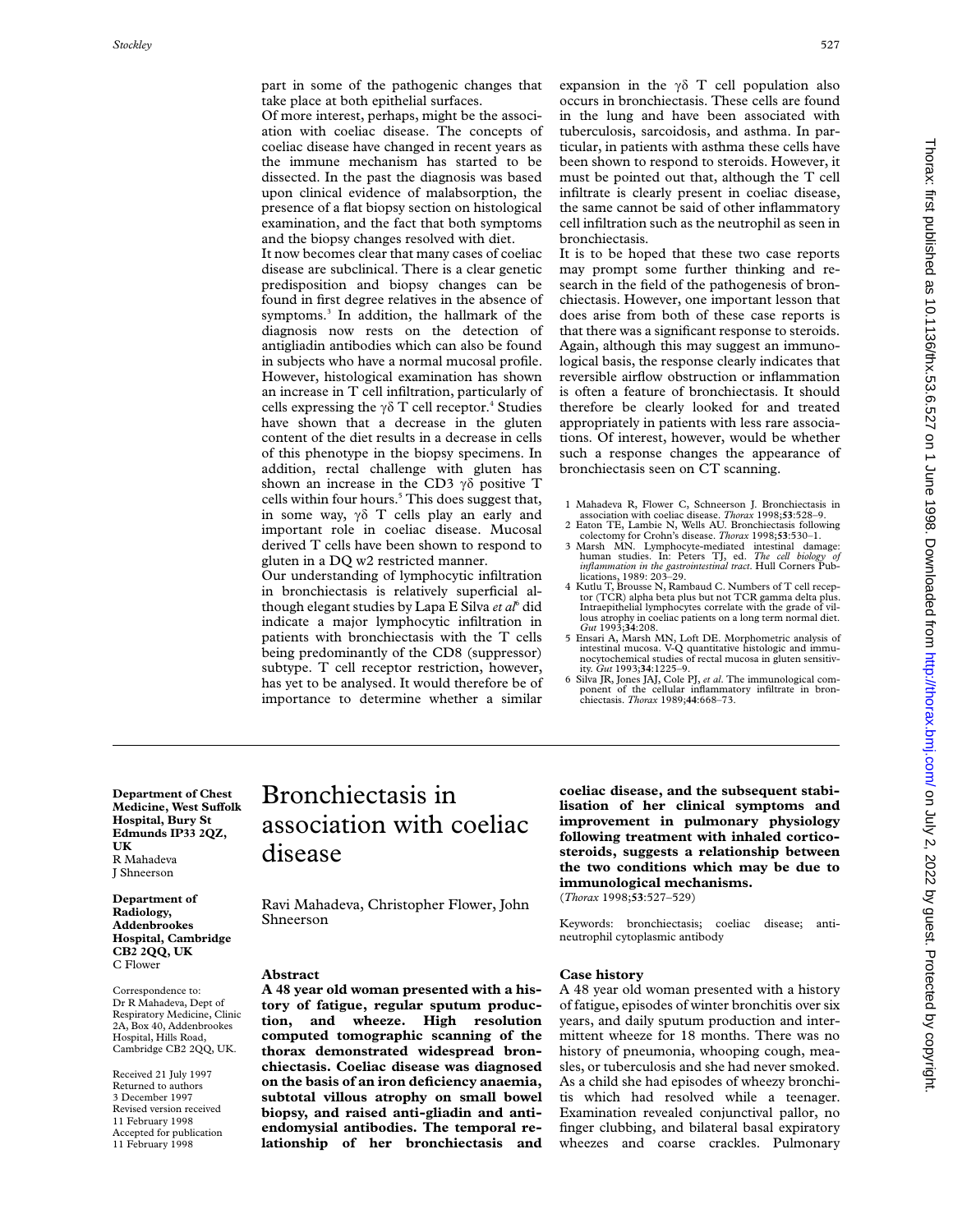part in some of the pathogenic changes that take place at both epithelial surfaces.

Of more interest, perhaps, might be the association with coeliac disease. The concepts of coeliac disease have changed in recent years as the immune mechanism has started to be dissected. In the past the diagnosis was based upon clinical evidence of malabsorption, the presence of a flat biopsy section on histological examination, and the fact that both symptoms and the biopsy changes resolved with diet.

It now becomes clear that many cases of coeliac disease are subclinical. There is a clear genetic predisposition and biopsy changes can be found in first degree relatives in the absence of symptoms.[3] In addition, the hallmark of the diagnosis now rests on the detection of antigliadin antibodies which can also be found in subjects who have a normal mucosal profile. However, histological examination has shown an increase in T cell infiltration, particularly of cells expressing the $\gamma\delta$ T cell receptor.[4] Studies have shown that a decrease in the gluten content of the diet results in a decrease in cells of this phenotype in the biopsy specimens. In addition, rectal challenge with gluten has shown an increase in the CD3 $\gamma\delta$ positive T cells within four hours.[5] This does suggest that, in some way, $\gamma\delta$ T cells play an early and important role in coeliac disease. Mucosal derived T cells have been shown to respond to gluten in a DQ w2 restricted manner.

Our understanding of lymphocytic infiltration in bronchiectasis is relatively superficial although elegant studies by Lapa E Silva *et al*[6] did indicate a major lymphocytic infiltration in patients with bronchiectasis with the T cells being predominantly of the CD8 (suppressor) subtype. T cell receptor restriction, however, has yet to be analysed. It would therefore be of importance to determine whether a similar expansion in the $\gamma\delta$ T cell population also occurs in bronchiectasis. These cells are found in the lung and have been associated with tuberculosis, sarcoidosis, and asthma. In particular, in patients with asthma these cells have been shown to respond to steroids. However, it must be pointed out that, although the T cell infiltrate is clearly present in coeliac disease, the same cannot be said of other inflammatory cell infiltration such as the neutrophil as seen in bronchiectasis.

It is to be hoped that these two case reports may prompt some further thinking and research in the field of the pathogenesis of bronchiectasis. However, one important lesson that does arise from both of these case reports is that there was a significant response to steroids. Again, although this may suggest an immunological basis, the response clearly indicates that reversible airflow obstruction or inflammation is often a feature of bronchiectasis. It should therefore be clearly looked for and treated appropriately in patients with less rare associations. Of interest, however, would be whether such a response changes the appearance of bronchiectasis seen on CT scanning.

1 Mahadeva R, Flower C, Schneerson J. Bronchiectasis in association with coeliac disease. *Thorax* 1998;**53**:528–9.
2 Eaton TE, Lambie N, Wells AU. Bronchiectasis following colectomy for Crohn's disease. *Thorax* 1998;**53**:530–1.
3 Marsh MN. Lymphocyte-mediated intestinal damage: human studies. In: Peters TJ, ed. *The cell biology of inflammation in the gastrointestinal tract*. Hull Corners Publications, 1989: 203–29.
4 Kutlu T, Brousse N, Rambaud C. Numbers of T cell receptor (TCR) alpha beta plus but not TCR gamma delta plus. Intraepithelial lymphocytes correlate with the grade of villous atrophy in coeliac patients on a long term normal diet. *Gut* 1993;**34**:208.
5 Ensari A, Marsh MN, Loft DE. Morphometric analysis of intestinal mucosa. V-Q quantitative histologic and immunocytochemical studies of rectal mucosa in gluten sensitivity. *Gut* 1993;**34**:1225–9.
6 Silva JR, Jones JAJ, Cole PJ, *et al*. The immunological component of the cellular inflammatory infiltrate in bronchiectasis. *Thorax* 1989;**44**:668–73.

---

# Bronchiectasis in association with coeliac disease

Ravi Mahadeva, Christopher Flower, John Shneerson

**Department of Chest Medicine, West Suffolk Hospital, Bury St Edmunds IP33 2QZ, UK**
R Mahadeva
J Shneerson

**Department of Radiology, Addenbrookes Hospital, Cambridge CB2 2QQ, UK**
C Flower

Correspondence to: Dr R Mahadeva, Dept of Respiratory Medicine, Clinic 2A, Box 40, Addenbrookes Hospital, Hills Road, Cambridge CB2 2QQ, UK.

Received 21 July 1997
Returned to authors 3 December 1997
Revised version received 11 February 1998
Accepted for publication 11 February 1998

## Abstract

**A 48 year old woman presented with a history of fatigue, regular sputum production, and wheeze. High resolution computed tomographic scanning of the thorax demonstrated widespread bronchiectasis. Coeliac disease was diagnosed on the basis of an iron deficiency anaemia, subtotal villous atrophy on small bowel biopsy, and raised anti-gliadin and anti-endomysial antibodies. The temporal relationship of her bronchiectasis and coeliac disease, and the subsequent stabilisation of her clinical symptoms and improvement in pulmonary physiology following treatment with inhaled corticosteroids, suggests a relationship between the two conditions which may be due to immunological mechanisms.**
(*Thorax* 1998;**53**:527–529)

Keywords: bronchiectasis; coeliac disease; anti-neutrophil cytoplasmic antibody

## Case history

A 48 year old woman presented with a history of fatigue, episodes of winter bronchitis over six years, and daily sputum production and intermittent wheeze for 18 months. There was no history of pneumonia, whooping cough, measles, or tuberculosis and she had never smoked. As a child she had episodes of wheezy bronchitis which had resolved while a teenager. Examination revealed conjunctival pallor, no finger clubbing, and bilateral basal expiratory wheezes and coarse crackles. Pulmonary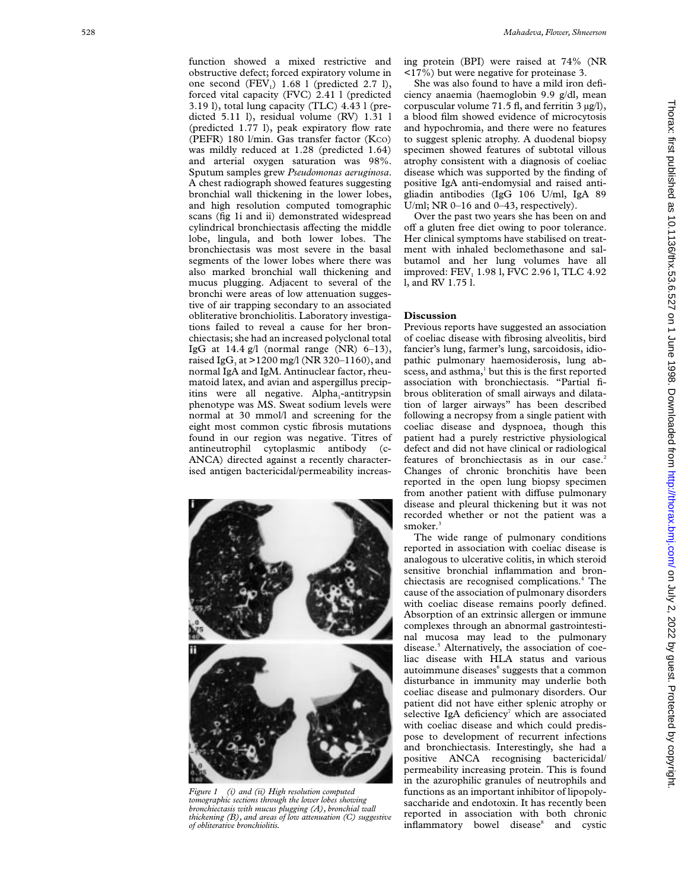function showed a mixed restrictive and obstructive defect; forced expiratory volume in one second ($FEV_1$) 1.68 l (predicted 2.7 l), forced vital capacity (FVC) 2.41 l (predicted 3.19 l), total lung capacity (TLC) 4.43 l (predicted 5.11 l), residual volume (RV) 1.31 l (predicted 1.77 l), peak expiratory flow rate (PEFR) 180 l/min. Gas transfer factor (Kco) was mildly reduced at 1.28 (predicted 1.64) and arterial oxygen saturation was 98%. Sputum samples grew *Pseudomonas aeruginosa*. A chest radiograph showed features suggesting bronchial wall thickening in the lower lobes, and high resolution computed tomographic scans (fig 1i and ii) demonstrated widespread cylindrical bronchiectasis affecting the middle lobe, lingula, and both lower lobes. The bronchiectasis was most severe in the basal segments of the lower lobes where there was also marked bronchial wall thickening and mucus plugging. Adjacent to several of the bronchi were areas of low attenuation suggestive of air trapping secondary to an associated obliterative bronchiolitis. Laboratory investigations failed to reveal a cause for her bronchiectasis; she had an increased polyclonal total IgG at 14.4 g/l (normal range (NR) 6–13), raised $IgG_3$ at >1200 mg/l (NR 320–1160), and normal IgA and IgM. Antinuclear factor, rheumatoid latex, and avian and aspergillus precipitins were all negative. $Alpha_1$-antitrypsin phenotype was MS. Sweat sodium levels were normal at 30 mmol/l and screening for the eight most common cystic fibrosis mutations found in our region was negative. Titres of antineutrophil cytoplasmic antibody (c-ANCA) directed against a recently characterised antigen bactericidal/permeability increasing protein (BPI) were raised at 74% (NR <17%) but were negative for proteinase 3.

*Figure 1 (i) and (ii) High resolution computed tomographic sections through the lower lobes showing bronchiectasis with mucus plugging (A), bronchial wall thickening (B), and areas of low attenuation (C) suggestive of obliterative bronchiolitis.*

She was also found to have a mild iron deficiency anaemia (haemoglobin 9.9 g/dl, mean corpuscular volume 71.5 fl, and ferritin 3 μg/l), a blood film showed evidence of microcytosis and hypochromia, and there were no features to suggest splenic atrophy. A duodenal biopsy specimen showed features of subtotal villous atrophy consistent with a diagnosis of coeliac disease which was supported by the finding of positive IgA anti-endomysial and raised antigliadin antibodies (IgG 106 U/ml, IgA 89 U/ml; NR 0–16 and 0–43, respectively).

Over the past two years she has been on and off a gluten free diet owing to poor tolerance. Her clinical symptoms have stabilised on treatment with inhaled beclomethasone and salbutamol and her lung volumes have all improved: $FEV_1$ 1.98 l, FVC 2.96 l, TLC 4.92 l, and RV 1.75 l.

## Discussion

Previous reports have suggested an association of coeliac disease with fibrosing alveolitis, bird fancier's lung, farmer's lung, sarcoidosis, idiopathic pulmonary haemosiderosis, lung abscess, and asthma,[1] but this is the first reported association with bronchiectasis. "Partial fibrous obliteration of small airways and dilatation of larger airways" has been described following a necropsy from a single patient with coeliac disease and dyspnoea, though this patient had a purely restrictive physiological defect and did not have clinical or radiological features of bronchiectasis as in our case.[2] Changes of chronic bronchitis have been reported in the open lung biopsy specimen from another patient with diffuse pulmonary disease and pleural thickening but it was not recorded whether or not the patient was a smoker.[3]

The wide range of pulmonary conditions reported in association with coeliac disease is analogous to ulcerative colitis, in which steroid sensitive bronchial inflammation and bronchiectasis are recognised complications.[4] The cause of the association of pulmonary disorders with coeliac disease remains poorly defined. Absorption of an extrinsic allergen or immune complexes through an abnormal gastrointestinal mucosa may lead to the pulmonary disease.[5] Alternatively, the association of coeliac disease with HLA status and various autoimmune diseases[6] suggests that a common disturbance in immunity may underlie both coeliac disease and pulmonary disorders. Our patient did not have either splenic atrophy or selective IgA deficiency[7] which are associated with coeliac disease and which could predispose to development of recurrent infections and bronchiectasis. Interestingly, she had a positive ANCA recognising bactericidal/permeability increasing protein. This is found in the azurophilic granules of neutrophils and functions as an important inhibitor of lipopolysaccharide and endotoxin. It has recently been reported in association with both chronic inflammatory bowel disease[8] and cystic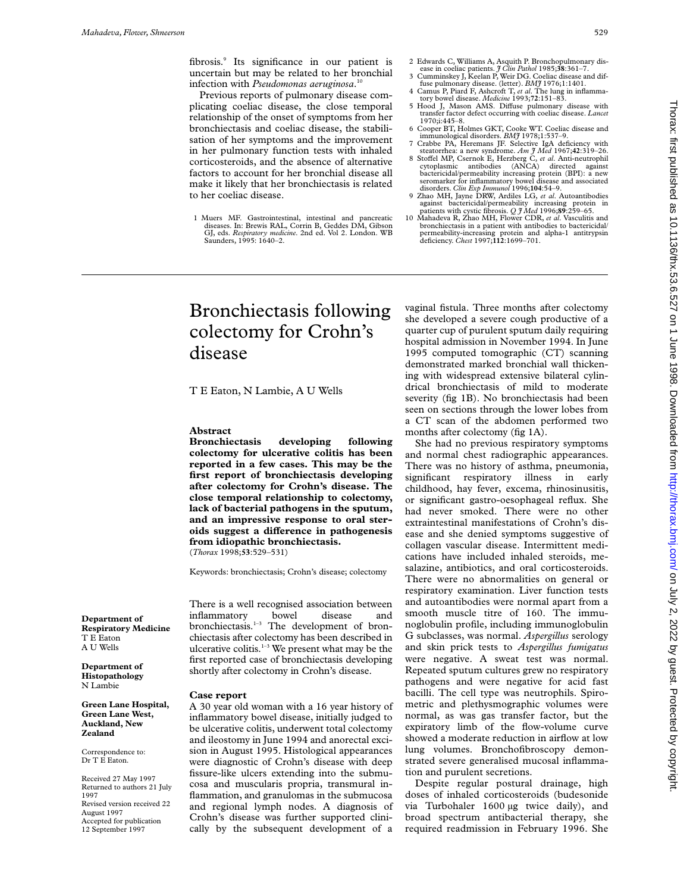fibrosis.[9] Its significance in our patient is uncertain but may be related to her bronchial infection with *Pseudomonas aeruginosa*.[10]

Previous reports of pulmonary disease complicating coeliac disease, the close temporal relationship of the onset of symptoms from her bronchiectasis and coeliac disease, the stabilisation of her symptoms and the improvement in her pulmonary function tests with inhaled corticosteroids, and the absence of alternative factors to account for her bronchial disease all make it likely that her bronchiectasis is related to her coeliac disease.

1 Muers MF. Gastrointestinal, intestinal and pancreatic diseases. In: Brewis RAL, Corrin B, Geddes DM, Gibson GJ, eds. *Respiratory medicine*. 2nd ed. Vol 2. London. WB Saunders, 1995: 1640–2.
2 Edwards C, Williams A, Asquith P. Bronchopulmonary disease in coeliac patients. *J Clin Pathol* 1985;**38**:361–7.
3 Cumminskey J, Keelan P, Weir DG. Coeliac disease and diffuse pulmonary disease. (letter). *BMJ* 1976;1:1401.
4 Camus P, Piard F, Ashcroft T, *et al*. The lung in inflammatory bowel disease. *Medicine* 1993;**72**:151–83.
5 Hood J, Mason AMS. Diffuse pulmonary disease with transfer factor defect occurring with coeliac disease. *Lancet* 1970;i:445–8.
6 Cooper BT, Holmes GKT, Cooke WT. Coeliac disease and immunological disorders. *BMJ* 1978;1:537–9.
7 Crabbe PA, Heremans JF. Selective IgA deficiency with steatorrhea: a new syndrome. *Am J Med* 1967;**42**:319–26.
8 Stoffel MP, Csernok E, Herzberg C, *et al*. Anti-neutrophil cytoplasmic antibodies (ANCA) directed against bactericidal/permeability increasing protein (BPI): a new seromarker for inflammatory bowel disease and associated disorders. *Clin Exp Immunol* 1996;**104**:54–9.
9 Zhao MH, Jayne DRW, Ardiles LG, *et al*. Autoantibodies against bactericidal/permeability increasing protein in patients with cystic fibrosis. *Q J Med* 1996;**89**:259–65.
10 Mahadeva R, Zhao MH, Flower CDR, *et al*. Vasculitis and bronchiectasis in a patient with antibodies to bactericidal/permeability-increasing protein and alpha-1 antitrypsin deficiency. *Chest* 1997;**112**:1699–701.

# Bronchiectasis following colectomy for Crohn's disease

T E Eaton, N Lambie, A U Wells

Department of Respiratory Medicine
T E Eaton
A U Wells

Department of Histopathology
N Lambie

Green Lane Hospital, Green Lane West, Auckland, New Zealand

Correspondence to: Dr T E Eaton.

Received 27 May 1997
Returned to authors 21 July 1997
Revised version received 22 August 1997
Accepted for publication 12 September 1997

## Abstract

**Bronchiectasis developing following colectomy for ulcerative colitis has been reported in a few cases. This may be the first report of bronchiectasis developing after colectomy for Crohn's disease. The close temporal relationship to colectomy, lack of bacterial pathogens in the sputum, and an impressive response to oral steroids suggest a difference in pathogenesis from idiopathic bronchiectasis.**
(*Thorax* 1998;**53**:529–531)

Keywords: bronchiectasis; Crohn's disease; colectomy

There is a well recognised association between inflammatory bowel disease and bronchiectasis.[1–3] The development of bronchiectasis after colectomy has been described in ulcerative colitis.[1–3] We present what may be the first reported case of bronchiectasis developing shortly after colectomy in Crohn's disease.

## Case report

A 30 year old woman with a 16 year history of inflammatory bowel disease, initially judged to be ulcerative colitis, underwent total colectomy and ileostomy in June 1994 and anorectal excision in August 1995. Histological appearances were diagnostic of Crohn's disease with deep fissure-like ulcers extending into the submucosa and muscularis propria, transmural inflammation, and granulomas in the submucosa and regional lymph nodes. A diagnosis of Crohn's disease was further supported clinically by the subsequent development of a vaginal fistula. Three months after colectomy she developed a severe cough productive of a quarter cup of purulent sputum daily requiring hospital admission in November 1994. In June 1995 computed tomographic (CT) scanning demonstrated marked bronchial wall thickening with widespread extensive bilateral cylindrical bronchiectasis of mild to moderate severity (fig 1B). No bronchiectasis had been seen on sections through the lower lobes from a CT scan of the abdomen performed two months after colectomy (fig 1A).

She had no previous respiratory symptoms and normal chest radiographic appearances. There was no history of asthma, pneumonia, significant respiratory illness in early childhood, hay fever, excema, rhinosinusitis, or significant gastro-oesophageal reflux. She had never smoked. There were no other extraintestinal manifestations of Crohn's disease and she denied symptoms suggestive of collagen vascular disease. Intermittent medications have included inhaled steroids, mesalazine, antibiotics, and oral corticosteroids. There were no abnormalities on general or respiratory examination. Liver function tests and autoantibodies were normal apart from a smooth muscle titre of 160. The immunoglobulin profile, including immunoglobulin G subclasses, was normal. *Aspergillus* serology and skin prick tests to *Aspergillus fumigatus* were negative. A sweat test was normal. Repeated sputum cultures grew no respiratory pathogens and were negative for acid fast bacilli. The cell type was neutrophils. Spirometric and plethysmographic volumes were normal, as was gas transfer factor, but the expiratory limb of the flow-volume curve showed a moderate reduction in airflow at low lung volumes. Bronchofibroscopy demonstrated severe generalised mucosal inflammation and purulent secretions.

Despite regular postural drainage, high doses of inhaled corticosteroids (budesonide via Turbohaler 1600 µg twice daily), and broad spectrum antibacterial therapy, she required readmission in February 1996. She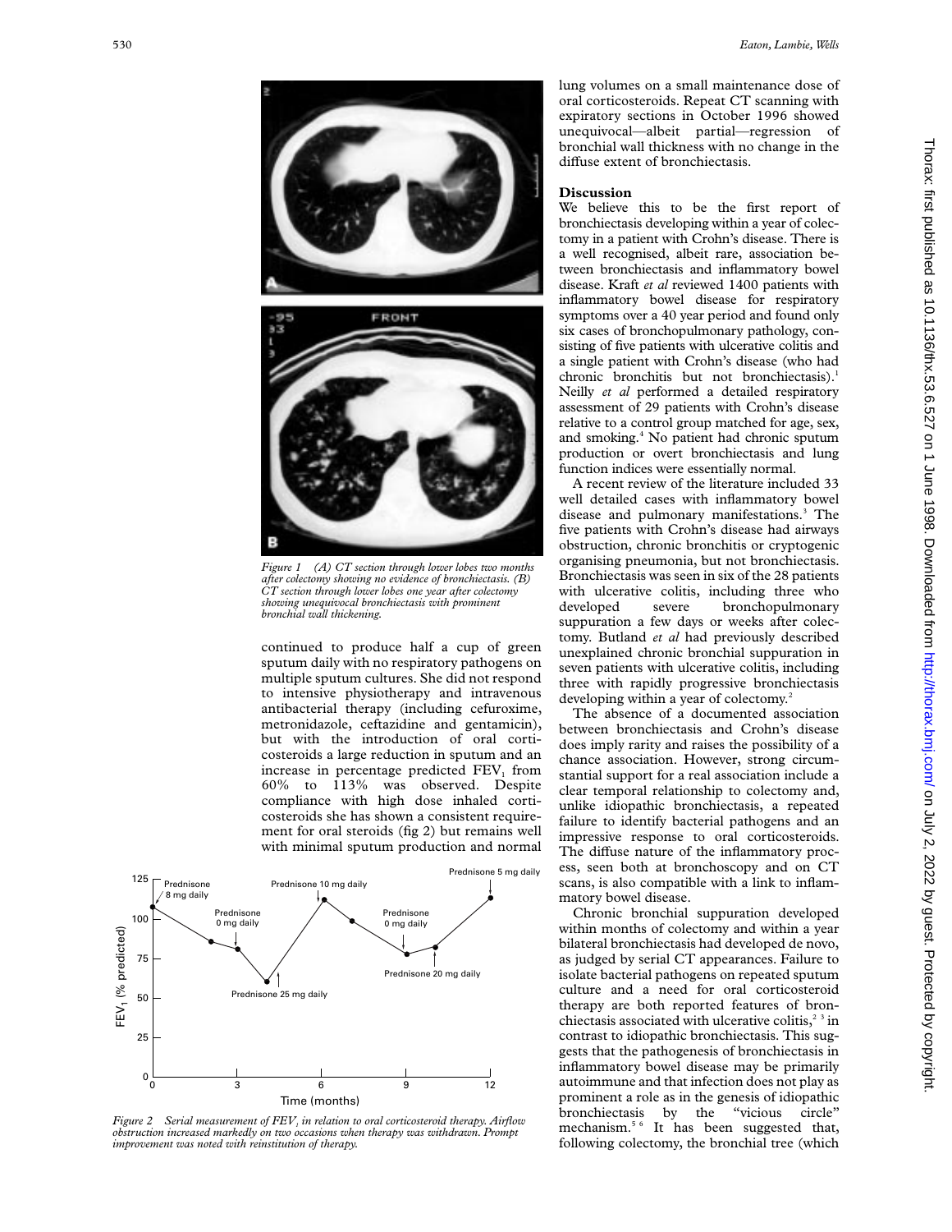Figure 1 (A) CT section through lower lobes two months after colectomy showing no evidence of bronchiectasis. (B) CT section through lower lobes one year after colectomy showing unequivocal bronchiectasis with prominent bronchial wall thickening.

continued to produce half a cup of green sputum daily with no respiratory pathogens on multiple sputum cultures. She did not respond to intensive physiotherapy and intravenous antibacterial therapy (including cefuroxime, metronidazole, ceftazidine and gentamicin), but with the introduction of oral corticosteroids a large reduction in sputum and an increase in percentage predicted $FEV_1$ from 60% to 113% was observed. Despite compliance with high dose inhaled corticosteroids she has shown a consistent requirement for oral steroids (fig 2) but remains well with minimal sputum production and normal lung volumes on a small maintenance dose of oral corticosteroids. Repeat CT scanning with expiratory sections in October 1996 showed unequivocal—albeit partial—regression of bronchial wall thickness with no change in the diffuse extent of bronchiectasis.

Figure 2 Serial measurement of $FEV_1$ in relation to oral corticosteroid therapy. Airflow obstruction increased markedly on two occasions when therapy was withdrawn. Prompt improvement was noted with reinstitution of therapy.

## Discussion

We believe this to be the first report of bronchiectasis developing within a year of colectomy in a patient with Crohn's disease. There is a well recognised, albeit rare, association between bronchiectasis and inflammatory bowel disease. Kraft *et al* reviewed 1400 patients with inflammatory bowel disease for respiratory symptoms over a 40 year period and found only six cases of bronchopulmonary pathology, consisting of five patients with ulcerative colitis and a single patient with Crohn's disease (who had chronic bronchitis but not bronchiectasis).[1] Neilly *et al* performed a detailed respiratory assessment of 29 patients with Crohn's disease relative to a control group matched for age, sex, and smoking.[4] No patient had chronic sputum production or overt bronchiectasis and lung function indices were essentially normal.

A recent review of the literature included 33 well detailed cases with inflammatory bowel disease and pulmonary manifestations.[3] The five patients with Crohn's disease had airways obstruction, chronic bronchitis or cryptogenic organising pneumonia, but not bronchiectasis. Bronchiectasis was seen in six of the 28 patients with ulcerative colitis, including three who developed severe bronchopulmonary suppuration a few days or weeks after colectomy. Butland *et al* had previously described unexplained chronic bronchial suppuration in seven patients with ulcerative colitis, including three with rapidly progressive bronchiectasis developing within a year of colectomy.[2]

The absence of a documented association between bronchiectasis and Crohn's disease does imply rarity and raises the possibility of a chance association. However, strong circumstantial support for a real association include a clear temporal relationship to colectomy and, unlike idiopathic bronchiectasis, a repeated failure to identify bacterial pathogens and an impressive response to oral corticosteroids. The diffuse nature of the inflammatory process, seen both at bronchoscopy and on CT scans, is also compatible with a link to inflammatory bowel disease.

Chronic bronchial suppuration developed within months of colectomy and within a year bilateral bronchiectasis had developed de novo, as judged by serial CT appearances. Failure to isolate bacterial pathogens on repeated sputum culture and a need for oral corticosteroid therapy are both reported features of bronchiectasis associated with ulcerative colitis,[2,3] in contrast to idiopathic bronchiectasis. This suggests that the pathogenesis of bronchiectasis in inflammatory bowel disease may be primarily autoimmune and that infection does not play as prominent a role as in the genesis of idiopathic bronchiectasis by the "vicious circle" mechanism.[5,6] It has been suggested that, following colectomy, the bronchial tree (which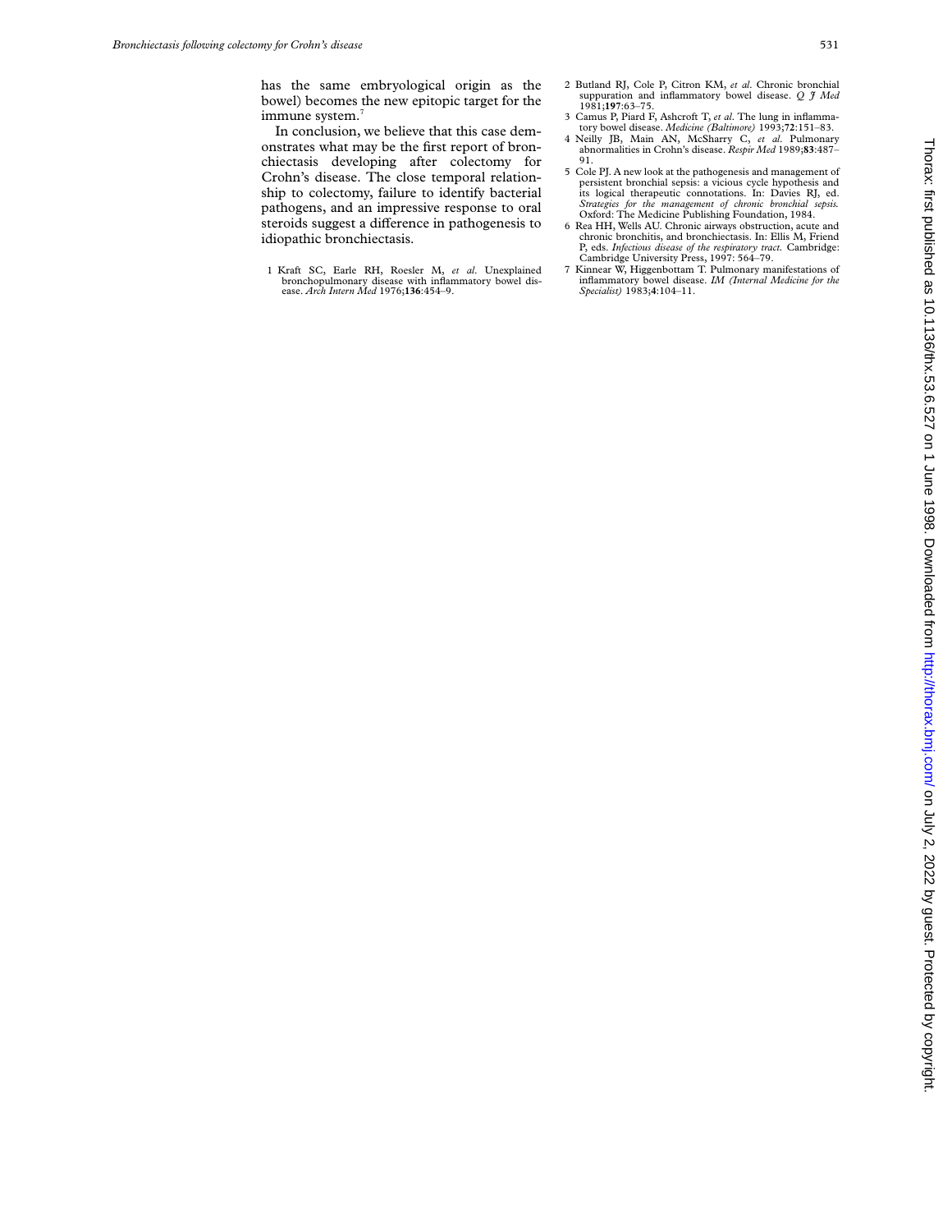has the same embryological origin as the bowel) becomes the new epitopic target for the immune system.[7]

In conclusion, we believe that this case demonstrates what may be the first report of bronchiectasis developing after colectomy for Crohn's disease. The close temporal relationship to colectomy, failure to identify bacterial pathogens, and an impressive response to oral steroids suggest a difference in pathogenesis to idiopathic bronchiectasis.

1 Kraft SC, Earle RH, Roesler M, *et al*. Unexplained bronchopulmonary disease with inflammatory bowel disease. *Arch Intern Med* 1976;**136**:454–9.

2 Butland RJ, Cole P, Citron KM, *et al*. Chronic bronchial suppuration and inflammatory bowel disease. *Q J Med* 1981;**197**:63–75.

3 Camus P, Piard F, Ashcroft T, *et al*. The lung in inflammatory bowel disease. *Medicine (Baltimore)* 1993;**72**:151–83.

4 Neilly JB, Main AN, McSharry C, *et al*. Pulmonary abnormalities in Crohn's disease. *Respir Med* 1989;**83**:487–91.

5 Cole PJ. A new look at the pathogenesis and management of persistent bronchial sepsis: a vicious cycle hypothesis and its logical therapeutic connotations. In: Davies RJ, ed. *Strategies for the management of chronic bronchial sepsis.* Oxford: The Medicine Publishing Foundation, 1984.

6 Rea HH, Wells AU. Chronic airways obstruction, acute and chronic bronchitis, and bronchiectasis. In: Ellis M, Friend P, eds. *Infectious disease of the respiratory tract.* Cambridge: Cambridge University Press, 1997: 564–79.

7 Kinnear W, Higgenbottam T. Pulmonary manifestations of inflammatory bowel disease. *IM (Internal Medicine for the Specialist)* 1983;**4**:104–11.